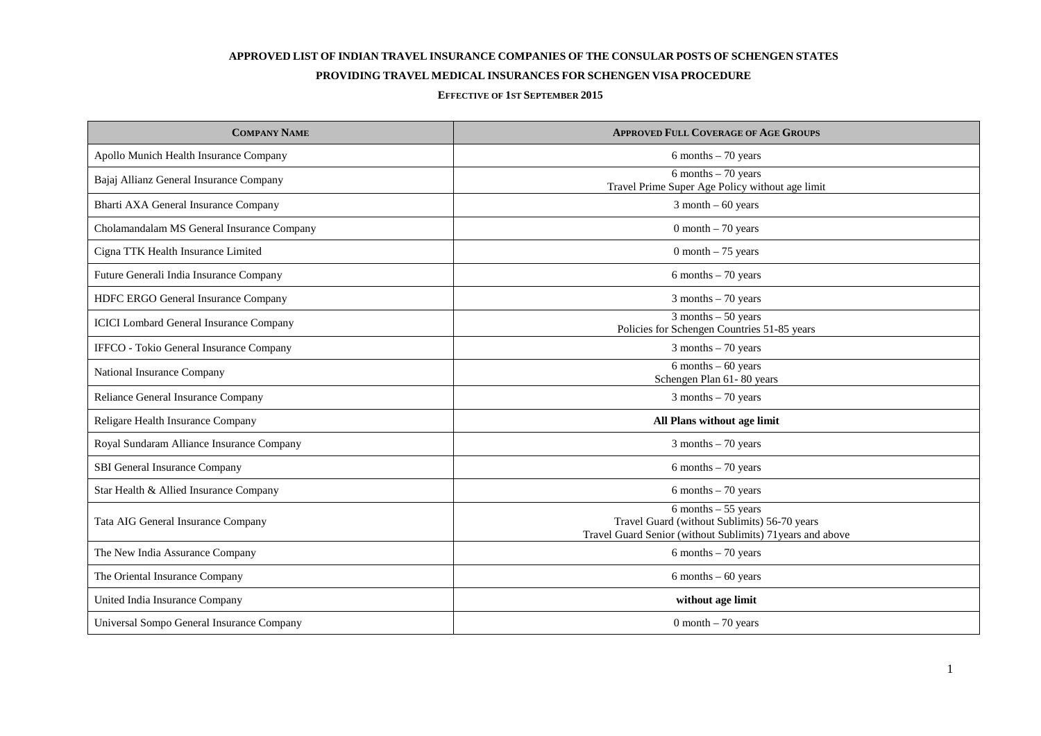**APPROVED LIST OF INDIAN TRAVEL INSURANCE COMPANIES OF THE CONSULAR POSTS OF SCHENGEN STATES**

**PROVIDING TRAVEL MEDICAL INSURANCES FOR SCHENGEN VISA PROCEDURE**

**EFFECTIVE OF 1ST SEPTEMBER 2015**

| COMPANY NAME | APPROVED FULL COVERAGE OF AGE GROUPS |
|---|---|
| Apollo Munich Health Insurance Company | 6 months – 70 years |
| Bajaj Allianz General Insurance Company | 6 months – 70 years<br>Travel Prime Super Age Policy without age limit |
| Bharti AXA General Insurance Company | 3 month – 60 years |
| Cholamandalam MS General Insurance Company | 0 month – 70 years |
| Cigna TTK Health Insurance Limited | 0 month – 75 years |
| Future Generali India Insurance Company | 6 months – 70 years |
| HDFC ERGO General Insurance Company | 3 months – 70 years |
| ICICI Lombard General Insurance Company | 3 months – 50 years<br>Policies for Schengen Countries 51-85 years |
| IFFCO - Tokio General Insurance Company | 3 months – 70 years |
| National Insurance Company | 6 months – 60 years<br>Schengen Plan 61- 80 years |
| Reliance General Insurance Company | 3 months – 70 years |
| Religare Health Insurance Company | **All Plans without age limit** |
| Royal Sundaram Alliance Insurance Company | 3 months – 70 years |
| SBI General Insurance Company | 6 months – 70 years |
| Star Health & Allied Insurance Company | 6 months – 70 years |
| Tata AIG General Insurance Company | 6 months – 55 years<br>Travel Guard (without Sublimits) 56-70 years<br>Travel Guard Senior (without Sublimits) 71years and above |
| The New India Assurance Company | 6 months – 70 years |
| The Oriental Insurance Company | 6 months – 60 years |
| United India Insurance Company | **without age limit** |
| Universal Sompo General Insurance Company | 0 month – 70 years |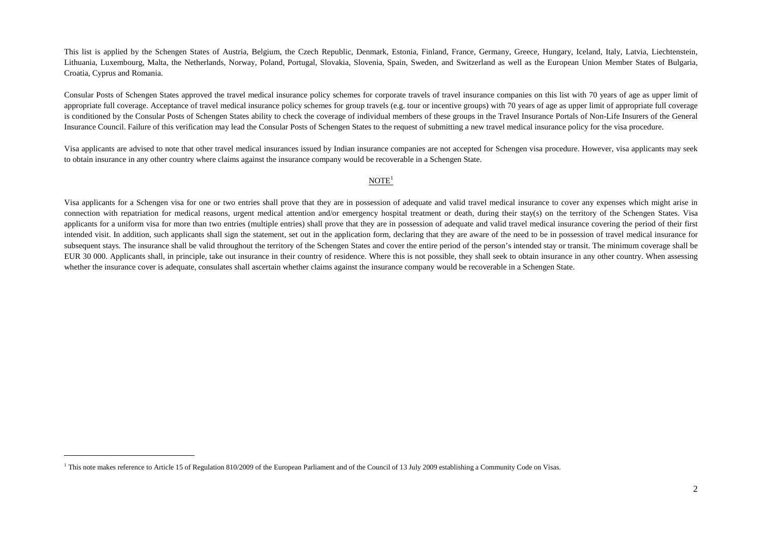This list is applied by the Schengen States of Austria, Belgium, the Czech Republic, Denmark, Estonia, Finland, France, Germany, Greece, Hungary, Iceland, Italy, Latvia, Liechtenstein, Lithuania, Luxembourg, Malta, the Netherlands, Norway, Poland, Portugal, Slovakia, Slovenia, Spain, Sweden, and Switzerland as well as the European Union Member States of Bulgaria, Croatia, Cyprus and Romania.

Consular Posts of Schengen States approved the travel medical insurance policy schemes for corporate travels of travel insurance companies on this list with 70 years of age as upper limit of appropriate full coverage. Acceptance of travel medical insurance policy schemes for group travels (e.g. tour or incentive groups) with 70 years of age as upper limit of appropriate full coverage is conditioned by the Consular Posts of Schengen States ability to check the coverage of individual members of these groups in the Travel Insurance Portals of Non-Life Insurers of the General Insurance Council. Failure of this verification may lead the Consular Posts of Schengen States to the request of submitting a new travel medical insurance policy for the visa procedure.

Visa applicants are advised to note that other travel medical insurances issued by Indian insurance companies are not accepted for Schengen visa procedure. However, visa applicants may seek to obtain insurance in any other country where claims against the insurance company would be recoverable in a Schengen State.

NOTE[1]

Visa applicants for a Schengen visa for one or two entries shall prove that they are in possession of adequate and valid travel medical insurance to cover any expenses which might arise in connection with repatriation for medical reasons, urgent medical attention and/or emergency hospital treatment or death, during their stay(s) on the territory of the Schengen States. Visa applicants for a uniform visa for more than two entries (multiple entries) shall prove that they are in possession of adequate and valid travel medical insurance covering the period of their first intended visit. In addition, such applicants shall sign the statement, set out in the application form, declaring that they are aware of the need to be in possession of travel medical insurance for subsequent stays. The insurance shall be valid throughout the territory of the Schengen States and cover the entire period of the person's intended stay or transit. The minimum coverage shall be EUR 30 000. Applicants shall, in principle, take out insurance in their country of residence. Where this is not possible, they shall seek to obtain insurance in any other country. When assessing whether the insurance cover is adequate, consulates shall ascertain whether claims against the insurance company would be recoverable in a Schengen State.

[1] This note makes reference to Article 15 of Regulation 810/2009 of the European Parliament and of the Council of 13 July 2009 establishing a Community Code on Visas.